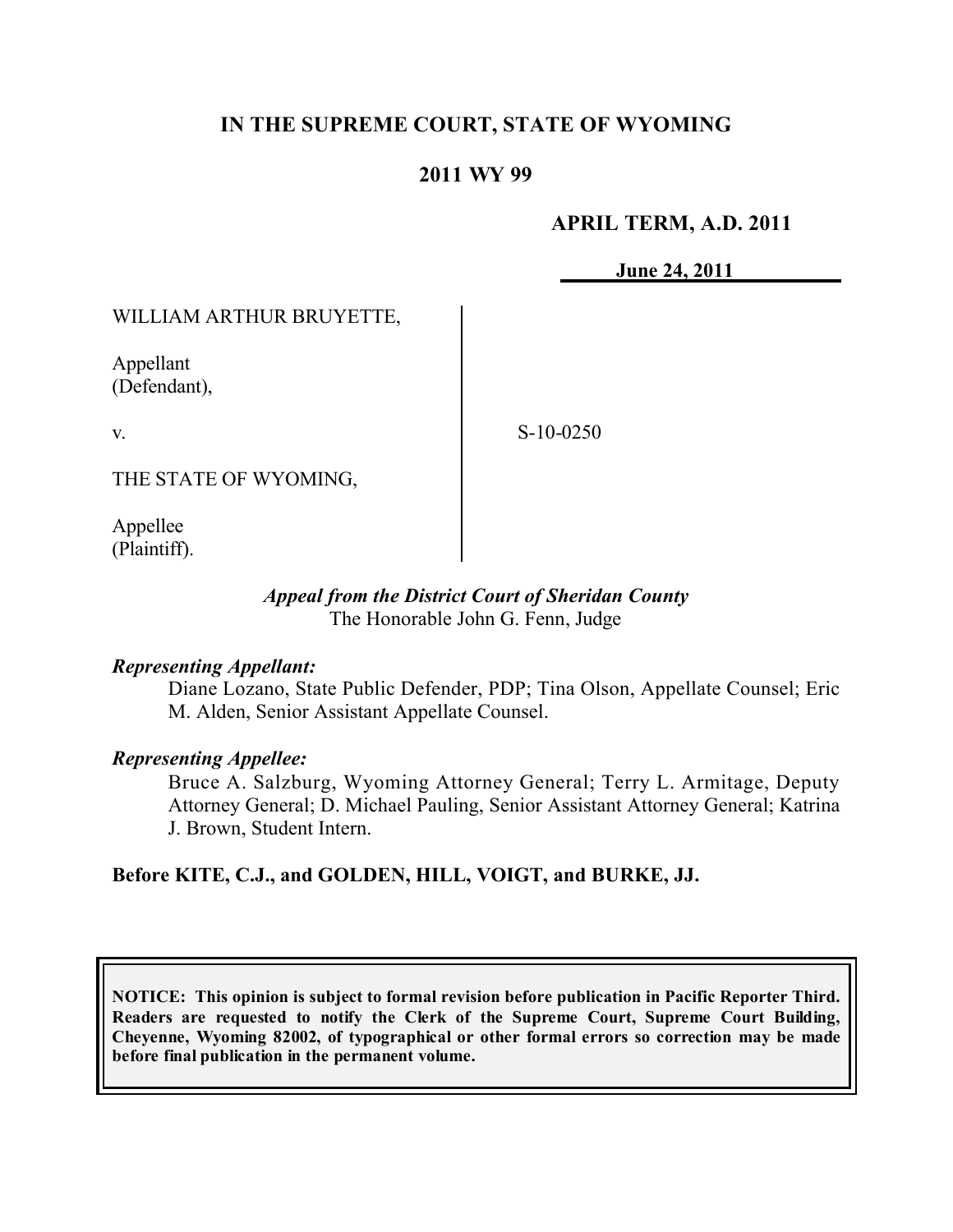# IN THE SUPREME COURT, STATE OF WYOMING

## 2011 WY 99

**APRIL TERM, A.D. 2011**

**June 24, 2011**

WILLIAM ARTHUR BRUYETTE,

Appellant
(Defendant),

v.

THE STATE OF WYOMING,

Appellee
(Plaintiff).

S-10-0250

*Appeal from the District Court of Sheridan County*
The Honorable John G. Fenn, Judge

***Representing Appellant:***
Diane Lozano, State Public Defender, PDP; Tina Olson, Appellate Counsel; Eric M. Alden, Senior Assistant Appellate Counsel.

***Representing Appellee:***
Bruce A. Salzburg, Wyoming Attorney General; Terry L. Armitage, Deputy Attorney General; D. Michael Pauling, Senior Assistant Attorney General; Katrina J. Brown, Student Intern.

**Before KITE, C.J., and GOLDEN, HILL, VOIGT, and BURKE, JJ.**

**NOTICE: This opinion is subject to formal revision before publication in Pacific Reporter Third. Readers are requested to notify the Clerk of the Supreme Court, Supreme Court Building, Cheyenne, Wyoming 82002, of typographical or other formal errors so correction may be made before final publication in the permanent volume.**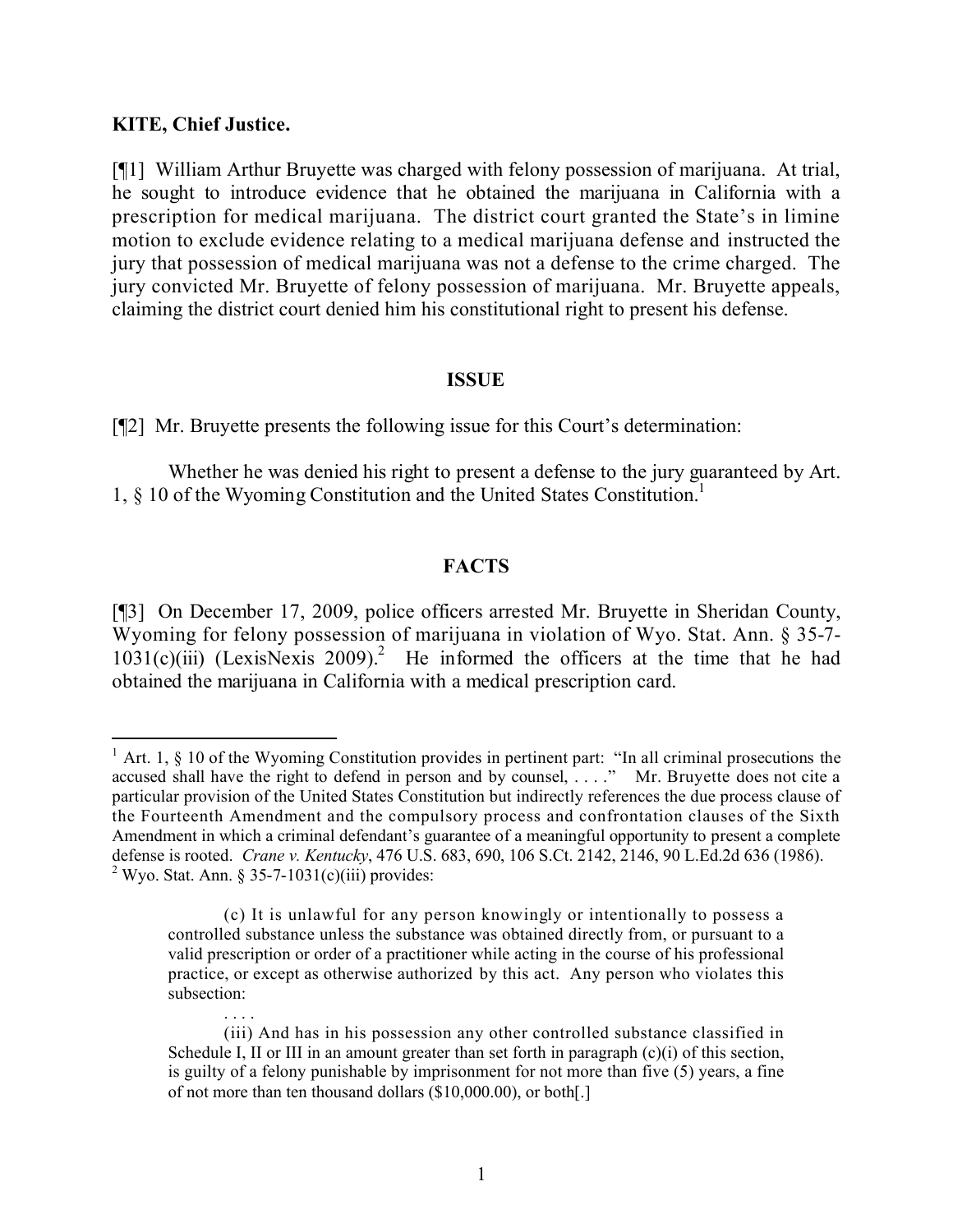**KITE, Chief Justice.**

[¶1] William Arthur Bruyette was charged with felony possession of marijuana. At trial, he sought to introduce evidence that he obtained the marijuana in California with a prescription for medical marijuana. The district court granted the State's in limine motion to exclude evidence relating to a medical marijuana defense and instructed the jury that possession of medical marijuana was not a defense to the crime charged. The jury convicted Mr. Bruyette of felony possession of marijuana. Mr. Bruyette appeals, claiming the district court denied him his constitutional right to present his defense.

## ISSUE

[¶2] Mr. Bruyette presents the following issue for this Court's determination:

> Whether he was denied his right to present a defense to the jury guaranteed by Art. 1, § 10 of the Wyoming Constitution and the United States Constitution.[1]

## FACTS

[¶3] On December 17, 2009, police officers arrested Mr. Bruyette in Sheridan County, Wyoming for felony possession of marijuana in violation of Wyo. Stat. Ann. § 35-7-1031(c)(iii) (LexisNexis 2009).[2] He informed the officers at the time that he had obtained the marijuana in California with a medical prescription card.

---

[1] Art. 1, § 10 of the Wyoming Constitution provides in pertinent part: "In all criminal prosecutions the accused shall have the right to defend in person and by counsel, . . . ." Mr. Bruyette does not cite a particular provision of the United States Constitution but indirectly references the due process clause of the Fourteenth Amendment and the compulsory process and confrontation clauses of the Sixth Amendment in which a criminal defendant's guarantee of a meaningful opportunity to present a complete defense is rooted. *Crane v. Kentucky*, 476 U.S. 683, 690, 106 S.Ct. 2142, 2146, 90 L.Ed.2d 636 (1986).

[2] Wyo. Stat. Ann. § 35-7-1031(c)(iii) provides:

> (c) It is unlawful for any person knowingly or intentionally to possess a controlled substance unless the substance was obtained directly from, or pursuant to a valid prescription or order of a practitioner while acting in the course of his professional practice, or except as otherwise authorized by this act. Any person who violates this subsection:
>
> . . . .
>
> (iii) And has in his possession any other controlled substance classified in Schedule I, II or III in an amount greater than set forth in paragraph (c)(i) of this section, is guilty of a felony punishable by imprisonment for not more than five (5) years, a fine of not more than ten thousand dollars ($10,000.00), or both[.]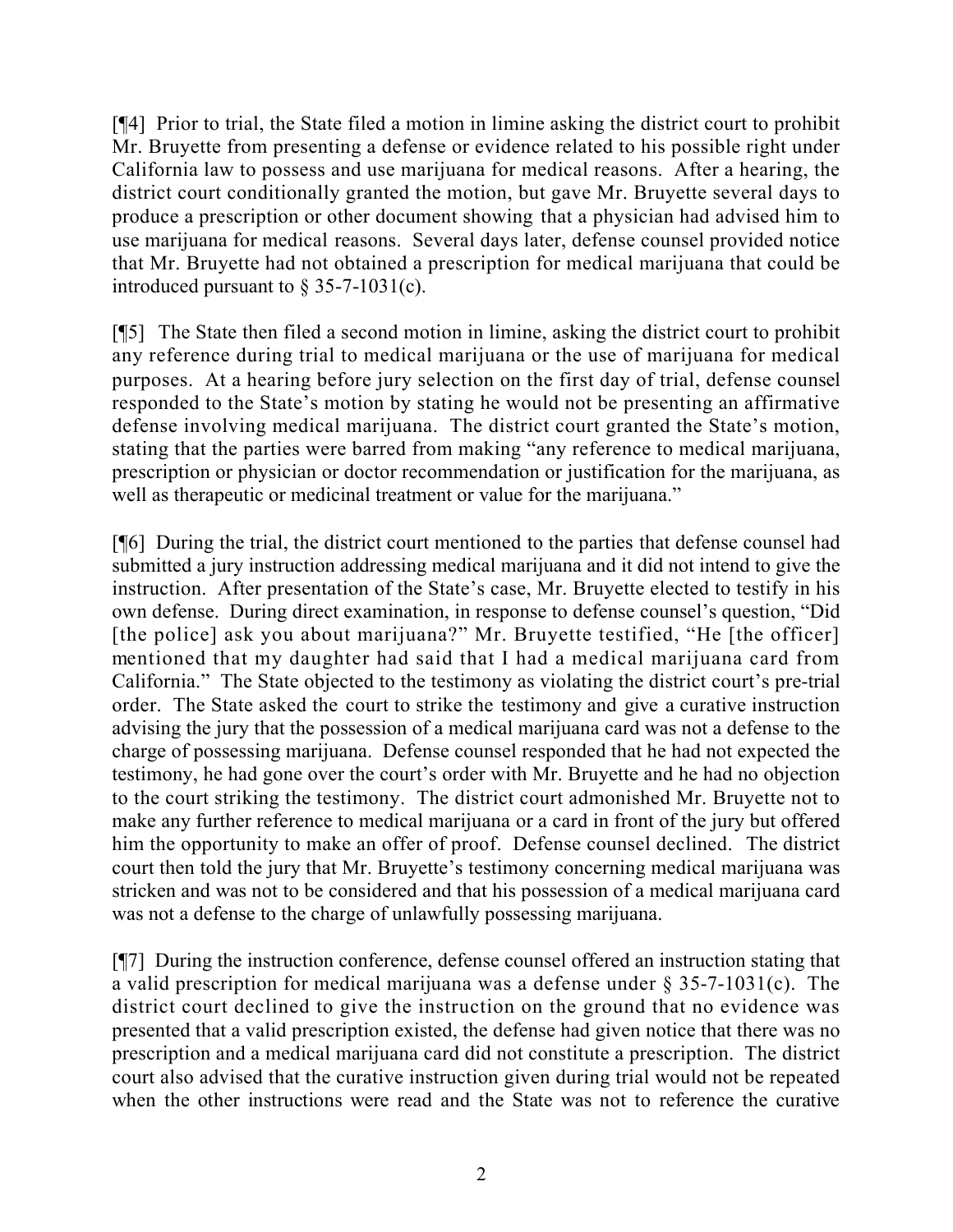[¶4] Prior to trial, the State filed a motion in limine asking the district court to prohibit Mr. Bruyette from presenting a defense or evidence related to his possible right under California law to possess and use marijuana for medical reasons. After a hearing, the district court conditionally granted the motion, but gave Mr. Bruyette several days to produce a prescription or other document showing that a physician had advised him to use marijuana for medical reasons. Several days later, defense counsel provided notice that Mr. Bruyette had not obtained a prescription for medical marijuana that could be introduced pursuant to § 35-7-1031(c).

[¶5] The State then filed a second motion in limine, asking the district court to prohibit any reference during trial to medical marijuana or the use of marijuana for medical purposes. At a hearing before jury selection on the first day of trial, defense counsel responded to the State's motion by stating he would not be presenting an affirmative defense involving medical marijuana. The district court granted the State's motion, stating that the parties were barred from making "any reference to medical marijuana, prescription or physician or doctor recommendation or justification for the marijuana, as well as therapeutic or medicinal treatment or value for the marijuana."

[¶6] During the trial, the district court mentioned to the parties that defense counsel had submitted a jury instruction addressing medical marijuana and it did not intend to give the instruction. After presentation of the State's case, Mr. Bruyette elected to testify in his own defense. During direct examination, in response to defense counsel's question, "Did [the police] ask you about marijuana?" Mr. Bruyette testified, "He [the officer] mentioned that my daughter had said that I had a medical marijuana card from California." The State objected to the testimony as violating the district court's pre-trial order. The State asked the court to strike the testimony and give a curative instruction advising the jury that the possession of a medical marijuana card was not a defense to the charge of possessing marijuana. Defense counsel responded that he had not expected the testimony, he had gone over the court's order with Mr. Bruyette and he had no objection to the court striking the testimony. The district court admonished Mr. Bruyette not to make any further reference to medical marijuana or a card in front of the jury but offered him the opportunity to make an offer of proof. Defense counsel declined. The district court then told the jury that Mr. Bruyette's testimony concerning medical marijuana was stricken and was not to be considered and that his possession of a medical marijuana card was not a defense to the charge of unlawfully possessing marijuana.

[¶7] During the instruction conference, defense counsel offered an instruction stating that a valid prescription for medical marijuana was a defense under § 35-7-1031(c). The district court declined to give the instruction on the ground that no evidence was presented that a valid prescription existed, the defense had given notice that there was no prescription and a medical marijuana card did not constitute a prescription. The district court also advised that the curative instruction given during trial would not be repeated when the other instructions were read and the State was not to reference the curative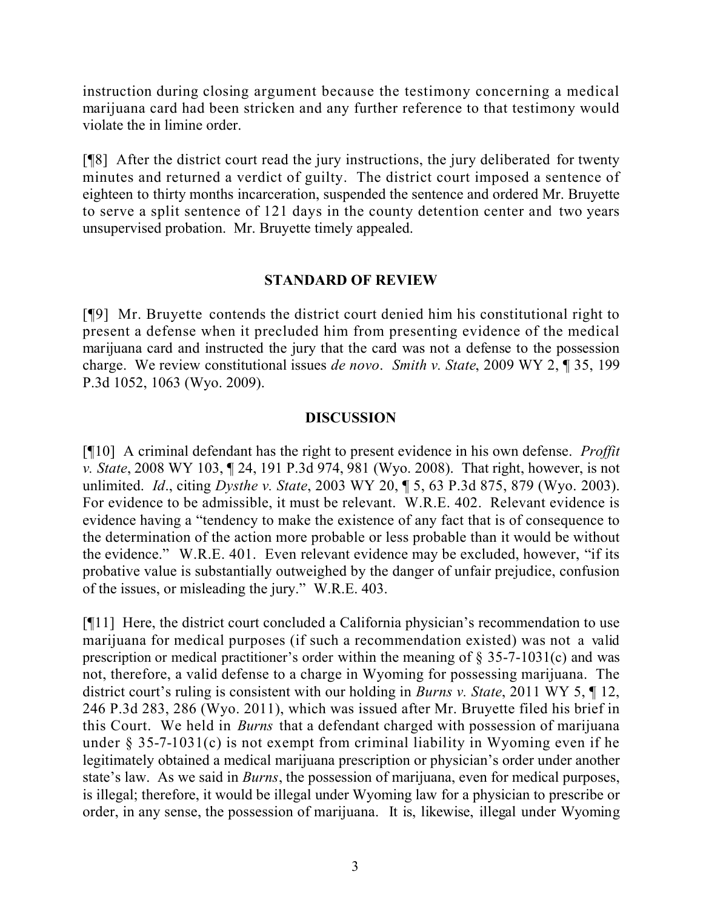instruction during closing argument because the testimony concerning a medical marijuana card had been stricken and any further reference to that testimony would violate the in limine order.

[¶8] After the district court read the jury instructions, the jury deliberated for twenty minutes and returned a verdict of guilty. The district court imposed a sentence of eighteen to thirty months incarceration, suspended the sentence and ordered Mr. Bruyette to serve a split sentence of 121 days in the county detention center and two years unsupervised probation. Mr. Bruyette timely appealed.

## STANDARD OF REVIEW

[¶9] Mr. Bruyette contends the district court denied him his constitutional right to present a defense when it precluded him from presenting evidence of the medical marijuana card and instructed the jury that the card was not a defense to the possession charge. We review constitutional issues *de novo*. *Smith v. State*, 2009 WY 2, ¶ 35, 199 P.3d 1052, 1063 (Wyo. 2009).

## DISCUSSION

[¶10] A criminal defendant has the right to present evidence in his own defense. *Proffit v. State*, 2008 WY 103, ¶ 24, 191 P.3d 974, 981 (Wyo. 2008). That right, however, is not unlimited. *Id*., citing *Dysthe v. State*, 2003 WY 20, ¶ 5, 63 P.3d 875, 879 (Wyo. 2003). For evidence to be admissible, it must be relevant. W.R.E. 402. Relevant evidence is evidence having a "tendency to make the existence of any fact that is of consequence to the determination of the action more probable or less probable than it would be without the evidence." W.R.E. 401. Even relevant evidence may be excluded, however, "if its probative value is substantially outweighed by the danger of unfair prejudice, confusion of the issues, or misleading the jury." W.R.E. 403.

[¶11] Here, the district court concluded a California physician's recommendation to use marijuana for medical purposes (if such a recommendation existed) was not a valid prescription or medical practitioner's order within the meaning of § 35-7-1031(c) and was not, therefore, a valid defense to a charge in Wyoming for possessing marijuana. The district court's ruling is consistent with our holding in *Burns v. State*, 2011 WY 5, ¶ 12, 246 P.3d 283, 286 (Wyo. 2011), which was issued after Mr. Bruyette filed his brief in this Court. We held in *Burns* that a defendant charged with possession of marijuana under § 35-7-1031(c) is not exempt from criminal liability in Wyoming even if he legitimately obtained a medical marijuana prescription or physician's order under another state's law. As we said in *Burns*, the possession of marijuana, even for medical purposes, is illegal; therefore, it would be illegal under Wyoming law for a physician to prescribe or order, in any sense, the possession of marijuana. It is, likewise, illegal under Wyoming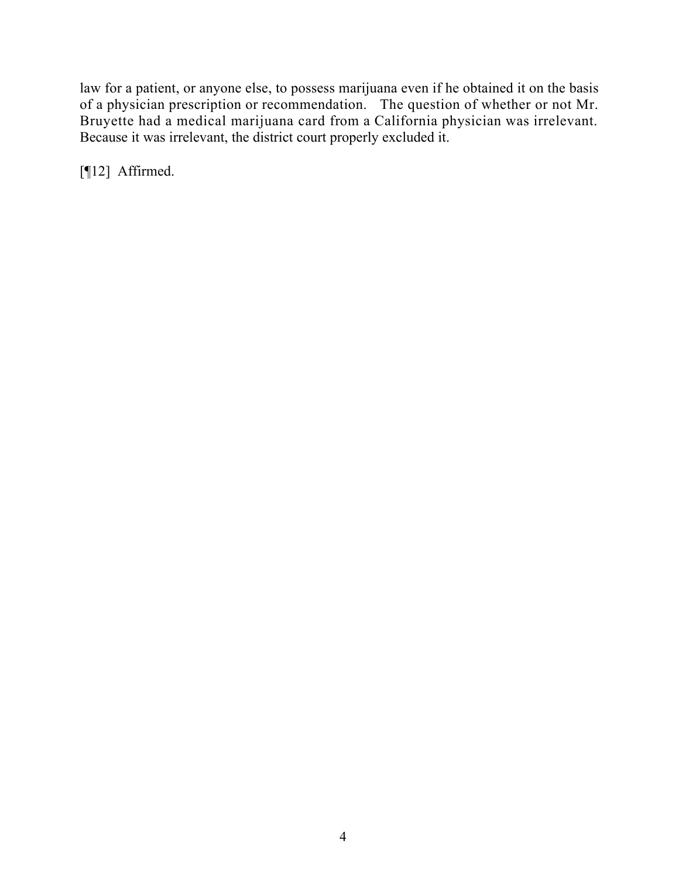law for a patient, or anyone else, to possess marijuana even if he obtained it on the basis of a physician prescription or recommendation. The question of whether or not Mr. Bruyette had a medical marijuana card from a California physician was irrelevant. Because it was irrelevant, the district court properly excluded it.

[¶12] Affirmed.